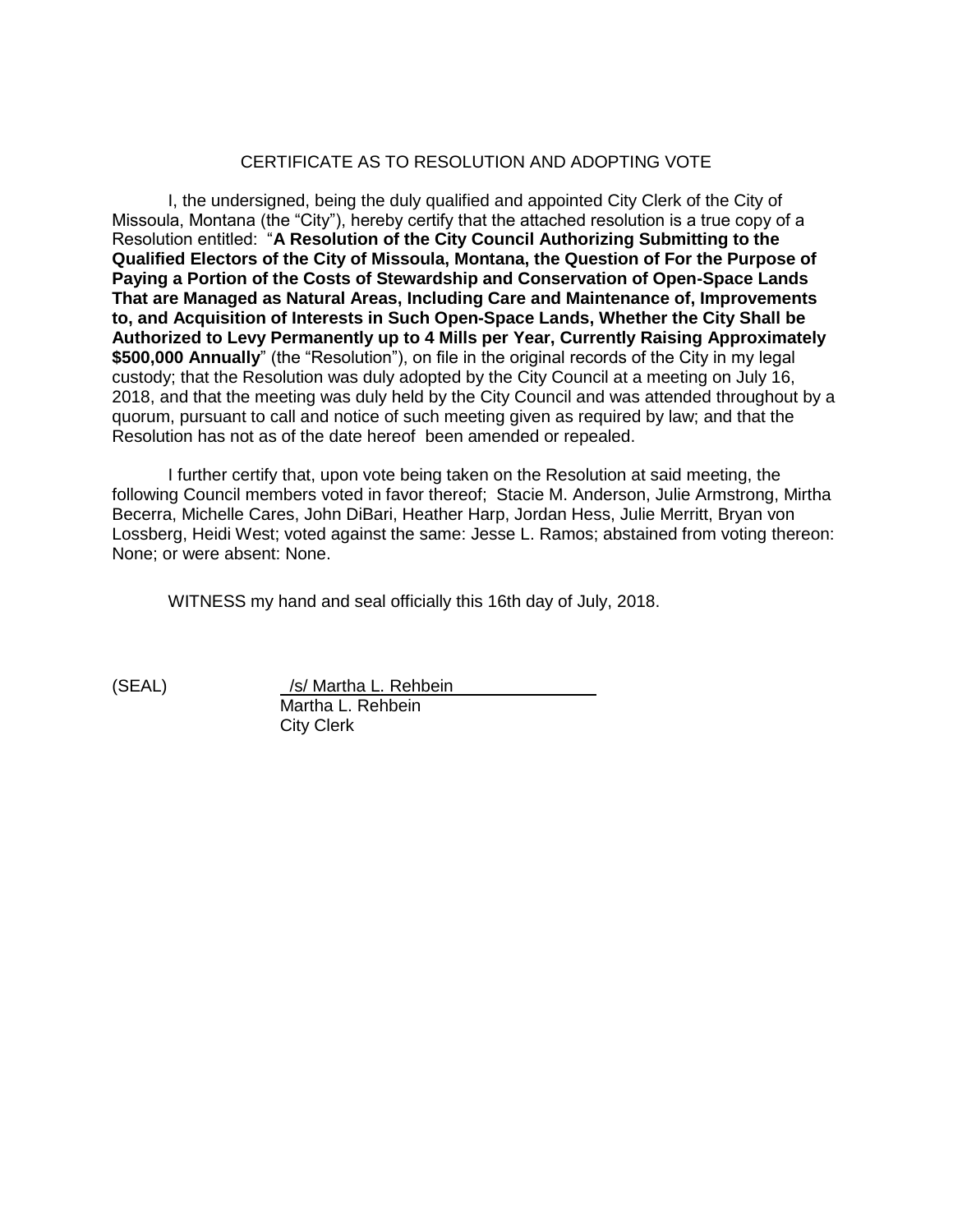# CERTIFICATE AS TO RESOLUTION AND ADOPTING VOTE

I, the undersigned, being the duly qualified and appointed City Clerk of the City of Missoula, Montana (the "City"), hereby certify that the attached resolution is a true copy of a Resolution entitled: "**A Resolution of the City Council Authorizing Submitting to the Qualified Electors of the City of Missoula, Montana, the Question of For the Purpose of Paying a Portion of the Costs of Stewardship and Conservation of Open-Space Lands That are Managed as Natural Areas, Including Care and Maintenance of, Improvements to, and Acquisition of Interests in Such Open-Space Lands, Whether the City Shall be Authorized to Levy Permanently up to 4 Mills per Year, Currently Raising Approximately $500,000 Annually**" (the "Resolution"), on file in the original records of the City in my legal custody; that the Resolution was duly adopted by the City Council at a meeting on July 16, 2018, and that the meeting was duly held by the City Council and was attended throughout by a quorum, pursuant to call and notice of such meeting given as required by law; and that the Resolution has not as of the date hereof been amended or repealed.

I further certify that, upon vote being taken on the Resolution at said meeting, the following Council members voted in favor thereof; Stacie M. Anderson, Julie Armstrong, Mirtha Becerra, Michelle Cares, John DiBari, Heather Harp, Jordan Hess, Julie Merritt, Bryan von Lossberg, Heidi West; voted against the same: Jesse L. Ramos; abstained from voting thereon: None; or were absent: None.

WITNESS my hand and seal officially this 16th day of July, 2018.

(SEAL)

/s/ Martha L. Rehbein
Martha L. Rehbein
City Clerk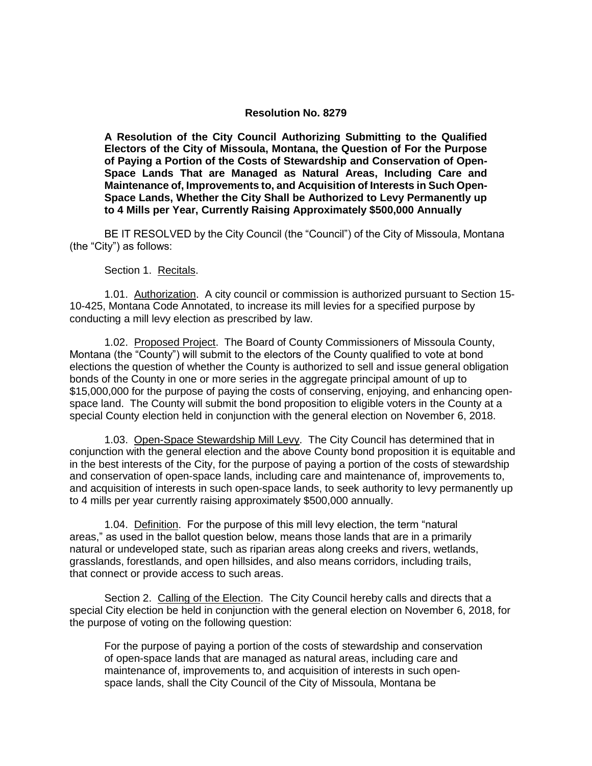**Resolution No. 8279**

**A Resolution of the City Council Authorizing Submitting to the Qualified Electors of the City of Missoula, Montana, the Question of For the Purpose of Paying a Portion of the Costs of Stewardship and Conservation of Open-Space Lands That are Managed as Natural Areas, Including Care and Maintenance of, Improvements to, and Acquisition of Interests in Such Open-Space Lands, Whether the City Shall be Authorized to Levy Permanently up to 4 Mills per Year, Currently Raising Approximately $500,000 Annually**

BE IT RESOLVED by the City Council (the "Council") of the City of Missoula, Montana (the "City") as follows:

Section 1. Recitals.

1.01. Authorization. A city council or commission is authorized pursuant to Section 15-10-425, Montana Code Annotated, to increase its mill levies for a specified purpose by conducting a mill levy election as prescribed by law.

1.02. Proposed Project. The Board of County Commissioners of Missoula County, Montana (the "County") will submit to the electors of the County qualified to vote at bond elections the question of whether the County is authorized to sell and issue general obligation bonds of the County in one or more series in the aggregate principal amount of up to $15,000,000 for the purpose of paying the costs of conserving, enjoying, and enhancing open-space land. The County will submit the bond proposition to eligible voters in the County at a special County election held in conjunction with the general election on November 6, 2018.

1.03. Open-Space Stewardship Mill Levy. The City Council has determined that in conjunction with the general election and the above County bond proposition it is equitable and in the best interests of the City, for the purpose of paying a portion of the costs of stewardship and conservation of open-space lands, including care and maintenance of, improvements to, and acquisition of interests in such open-space lands, to seek authority to levy permanently up to 4 mills per year currently raising approximately $500,000 annually.

1.04. Definition. For the purpose of this mill levy election, the term "natural areas," as used in the ballot question below, means those lands that are in a primarily natural or undeveloped state, such as riparian areas along creeks and rivers, wetlands, grasslands, forestlands, and open hillsides, and also means corridors, including trails, that connect or provide access to such areas.

Section 2. Calling of the Election. The City Council hereby calls and directs that a special City election be held in conjunction with the general election on November 6, 2018, for the purpose of voting on the following question:

> For the purpose of paying a portion of the costs of stewardship and conservation of open-space lands that are managed as natural areas, including care and maintenance of, improvements to, and acquisition of interests in such open-space lands, shall the City Council of the City of Missoula, Montana be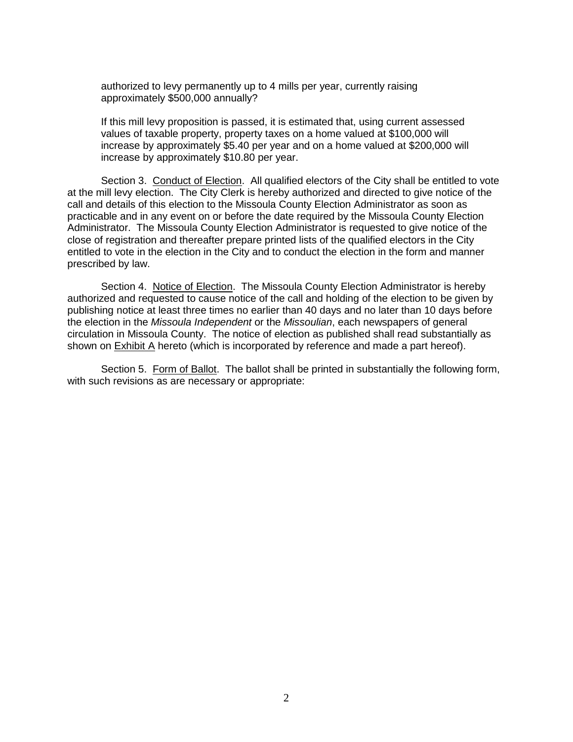authorized to levy permanently up to 4 mills per year, currently raising approximately $500,000 annually?

If this mill levy proposition is passed, it is estimated that, using current assessed values of taxable property, property taxes on a home valued at $100,000 will increase by approximately $5.40 per year and on a home valued at $200,000 will increase by approximately $10.80 per year.

Section 3. Conduct of Election. All qualified electors of the City shall be entitled to vote at the mill levy election. The City Clerk is hereby authorized and directed to give notice of the call and details of this election to the Missoula County Election Administrator as soon as practicable and in any event on or before the date required by the Missoula County Election Administrator. The Missoula County Election Administrator is requested to give notice of the close of registration and thereafter prepare printed lists of the qualified electors in the City entitled to vote in the election in the City and to conduct the election in the form and manner prescribed by law.

Section 4. Notice of Election. The Missoula County Election Administrator is hereby authorized and requested to cause notice of the call and holding of the election to be given by publishing notice at least three times no earlier than 40 days and no later than 10 days before the election in the *Missoula Independent* or the *Missoulian*, each newspapers of general circulation in Missoula County. The notice of election as published shall read substantially as shown on Exhibit A hereto (which is incorporated by reference and made a part hereof).

Section 5. Form of Ballot. The ballot shall be printed in substantially the following form, with such revisions as are necessary or appropriate: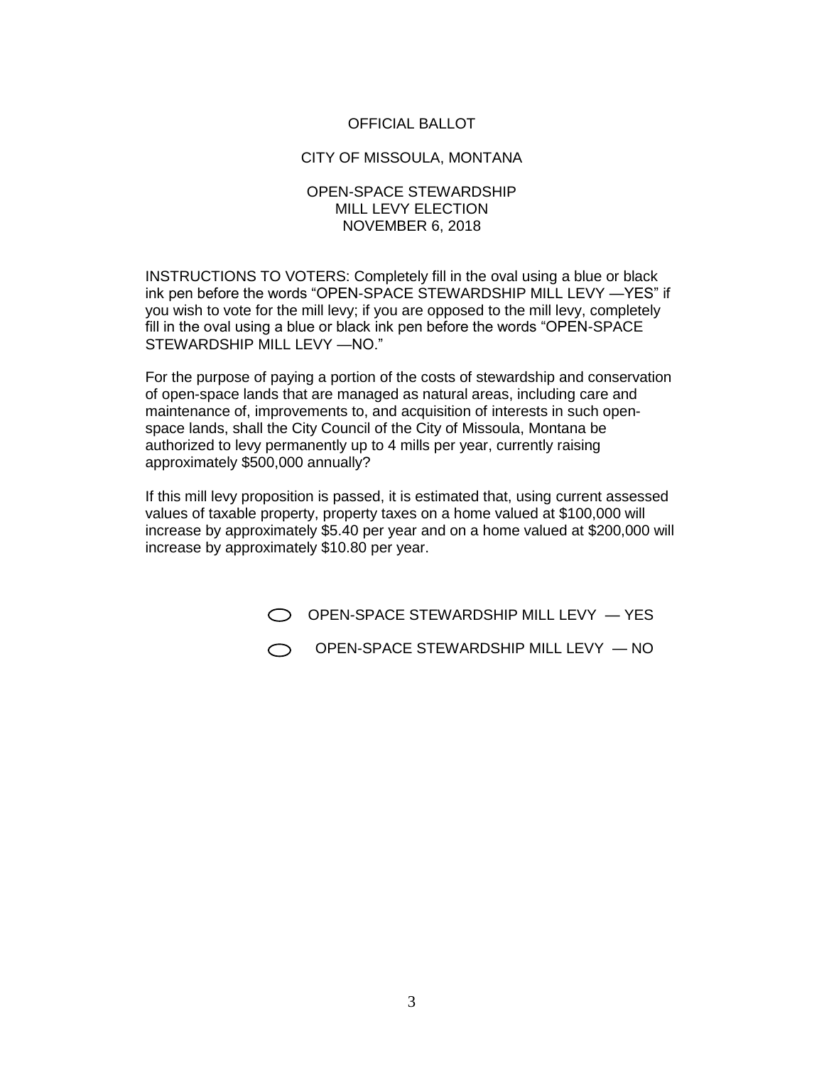OFFICIAL BALLOT

CITY OF MISSOULA, MONTANA

OPEN-SPACE STEWARDSHIP
MILL LEVY ELECTION
NOVEMBER 6, 2018

INSTRUCTIONS TO VOTERS: Completely fill in the oval using a blue or black ink pen before the words "OPEN-SPACE STEWARDSHIP MILL LEVY —YES" if you wish to vote for the mill levy; if you are opposed to the mill levy, completely fill in the oval using a blue or black ink pen before the words "OPEN-SPACE STEWARDSHIP MILL LEVY —NO."

For the purpose of paying a portion of the costs of stewardship and conservation of open-space lands that are managed as natural areas, including care and maintenance of, improvements to, and acquisition of interests in such open-space lands, shall the City Council of the City of Missoula, Montana be authorized to levy permanently up to 4 mills per year, currently raising approximately $500,000 annually?

If this mill levy proposition is passed, it is estimated that, using current assessed values of taxable property, property taxes on a home valued at $100,000 will increase by approximately $5.40 per year and on a home valued at $200,000 will increase by approximately $10.80 per year.

◯ OPEN-SPACE STEWARDSHIP MILL LEVY — YES

◯ OPEN-SPACE STEWARDSHIP MILL LEVY — NO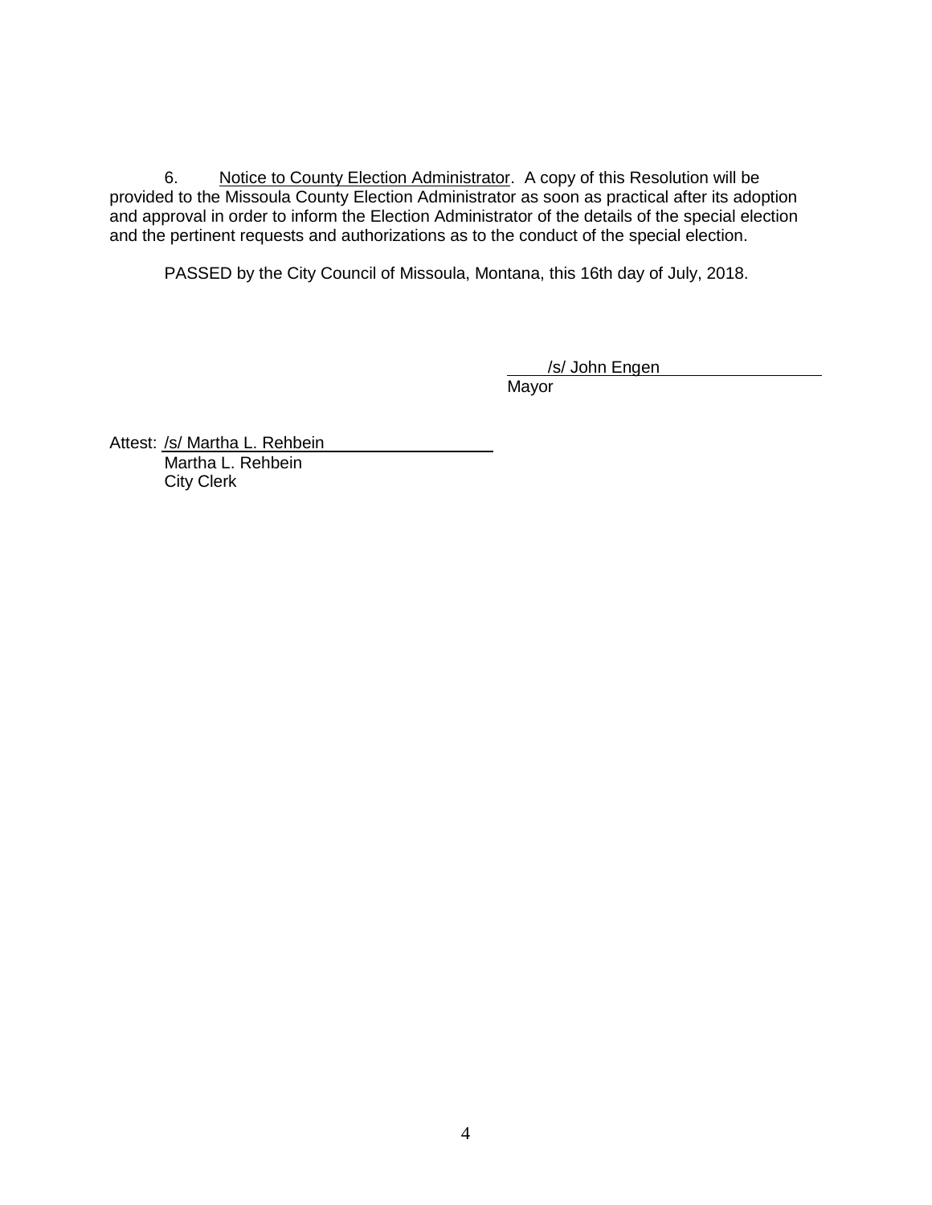6. <u>Notice to County Election Administrator</u>. A copy of this Resolution will be provided to the Missoula County Election Administrator as soon as practical after its adoption and approval in order to inform the Election Administrator of the details of the special election and the pertinent requests and authorizations as to the conduct of the special election.

PASSED by the City Council of Missoula, Montana, this 16th day of July, 2018.

/s/ John Engen
Mayor

Attest: /s/ Martha L. Rehbein
Martha L. Rehbein
City Clerk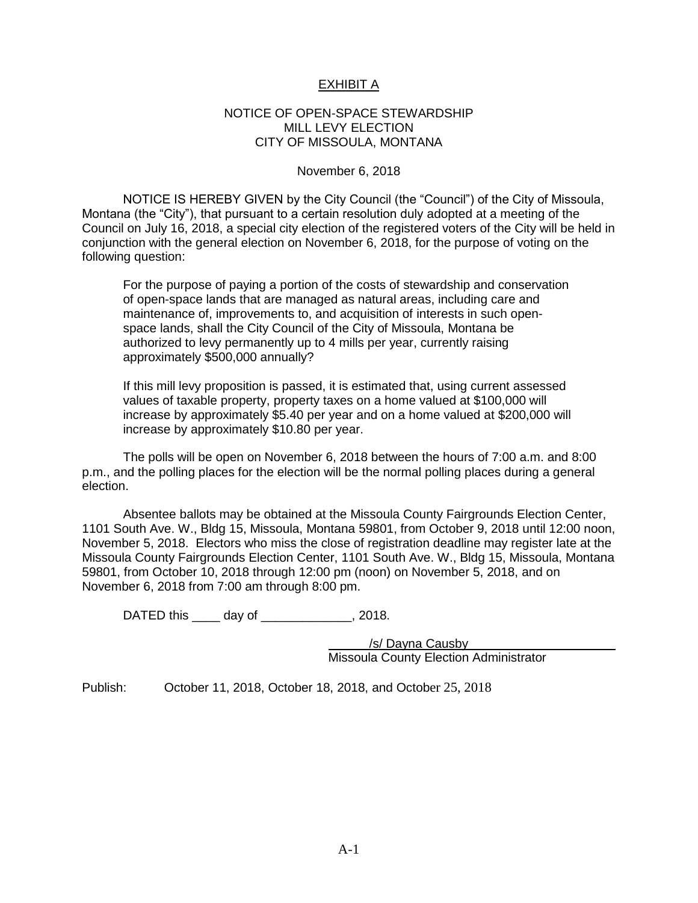# EXHIBIT A

## NOTICE OF OPEN-SPACE STEWARDSHIP MILL LEVY ELECTION CITY OF MISSOULA, MONTANA

November 6, 2018

NOTICE IS HEREBY GIVEN by the City Council (the "Council") of the City of Missoula, Montana (the "City"), that pursuant to a certain resolution duly adopted at a meeting of the Council on July 16, 2018, a special city election of the registered voters of the City will be held in conjunction with the general election on November 6, 2018, for the purpose of voting on the following question:

> For the purpose of paying a portion of the costs of stewardship and conservation of open-space lands that are managed as natural areas, including care and maintenance of, improvements to, and acquisition of interests in such open-space lands, shall the City Council of the City of Missoula, Montana be authorized to levy permanently up to 4 mills per year, currently raising approximately $500,000 annually?
>
> If this mill levy proposition is passed, it is estimated that, using current assessed values of taxable property, property taxes on a home valued at $100,000 will increase by approximately $5.40 per year and on a home valued at $200,000 will increase by approximately $10.80 per year.

The polls will be open on November 6, 2018 between the hours of 7:00 a.m. and 8:00 p.m., and the polling places for the election will be the normal polling places during a general election.

Absentee ballots may be obtained at the Missoula County Fairgrounds Election Center, 1101 South Ave. W., Bldg 15, Missoula, Montana 59801, from October 9, 2018 until 12:00 noon, November 5, 2018. Electors who miss the close of registration deadline may register late at the Missoula County Fairgrounds Election Center, 1101 South Ave. W., Bldg 15, Missoula, Montana 59801, from October 10, 2018 through 12:00 pm (noon) on November 5, 2018, and on November 6, 2018 from 7:00 am through 8:00 pm.

DATED this ____ day of _____________, 2018.

/s/ Dayna Causby
Missoula County Election Administrator

Publish: October 11, 2018, October 18, 2018, and October 25, 2018